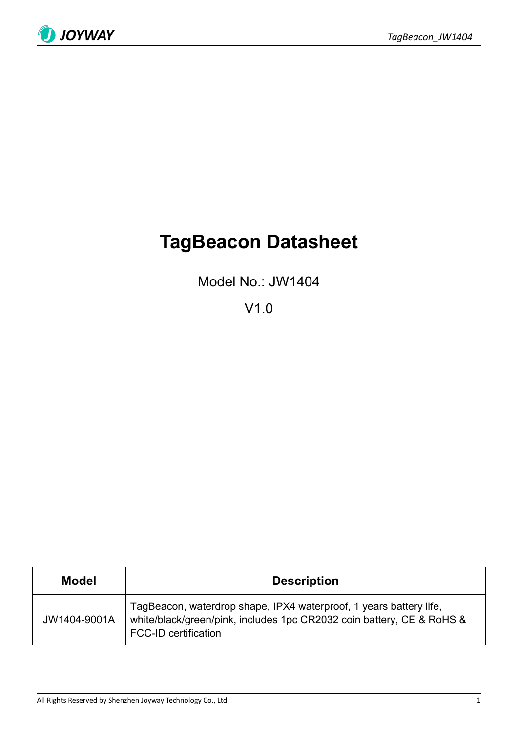# TagBeacon Datasheet

Model No.: JW1404

V1.0

| Model | Description |
|---|---|
| JW1404-9001A | TagBeacon, waterdrop shape, IPX4 waterproof, 1 years battery life, white/black/green/pink, includes 1pc CR2032 coin battery, CE & RoHS & FCC-ID certification |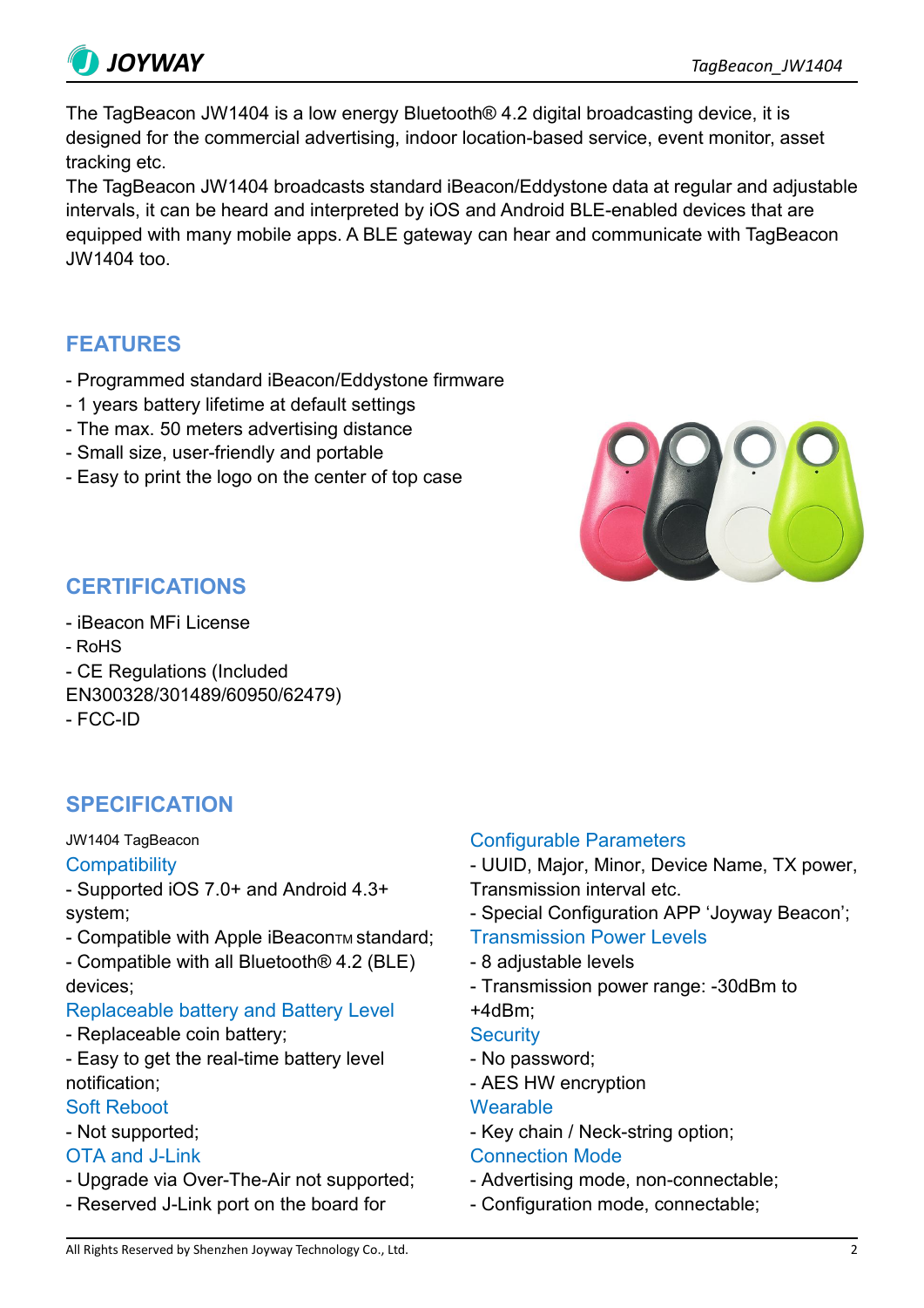The TagBeacon JW1404 is a low energy Bluetooth® 4.2 digital broadcasting device, it is designed for the commercial advertising, indoor location-based service, event monitor, asset tracking etc.

The TagBeacon JW1404 broadcasts standard iBeacon/Eddystone data at regular and adjustable intervals, it can be heard and interpreted by iOS and Android BLE-enabled devices that are equipped with many mobile apps. A BLE gateway can hear and communicate with TagBeacon JW1404 too.

## FEATURES

- Programmed standard iBeacon/Eddystone firmware
- 1 years battery lifetime at default settings
- The max. 50 meters advertising distance
- Small size, user-friendly and portable
- Easy to print the logo on the center of top case

## CERTIFICATIONS

- iBeacon MFi License
- RoHS
- CE Regulations (Included EN300328/301489/60950/62479)
- FCC-ID

## SPECIFICATION

JW1404 TagBeacon

### Compatibility

- Supported iOS 7.0+ and Android 4.3+ system;
- Compatible with Apple iBeacon™ standard;
- Compatible with all Bluetooth® 4.2 (BLE) devices;

### Replaceable battery and Battery Level

- Replaceable coin battery;
- Easy to get the real-time battery level notification;

### Soft Reboot

- Not supported;

### OTA and J-Link

- Upgrade via Over-The-Air not supported;
- Reserved J-Link port on the board for

### Configurable Parameters

- UUID, Major, Minor, Device Name, TX power, Transmission interval etc.
- Special Configuration APP 'Joyway Beacon';

### Transmission Power Levels

- 8 adjustable levels
- Transmission power range: -30dBm to +4dBm;

### Security

- No password;
- AES HW encryption

### Wearable

- Key chain / Neck-string option;

### Connection Mode

- Advertising mode, non-connectable;
- Configuration mode, connectable;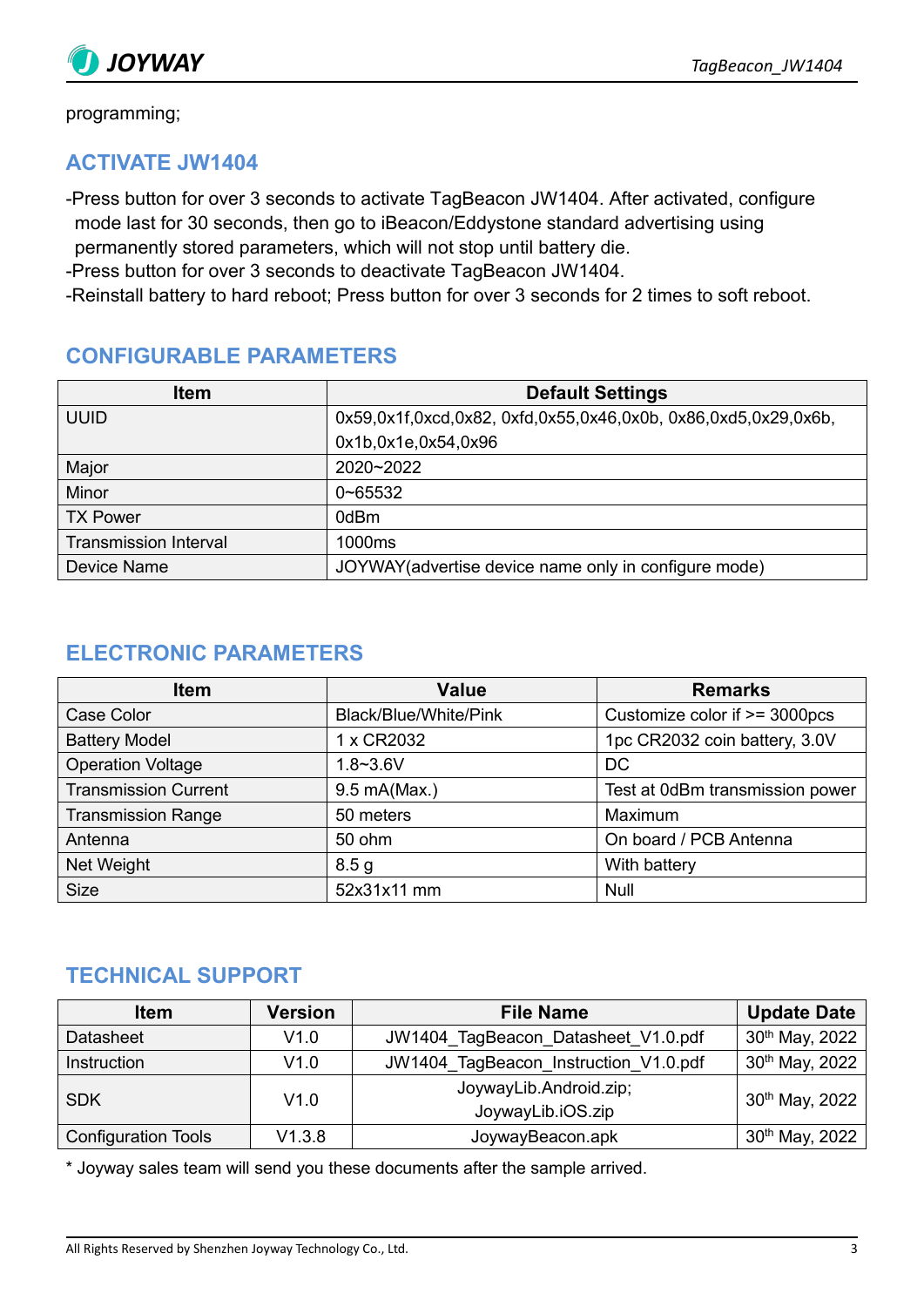programming;

## ACTIVATE JW1404

-Press button for over 3 seconds to activate TagBeacon JW1404. After activated, configure mode last for 30 seconds, then go to iBeacon/Eddystone standard advertising using permanently stored parameters, which will not stop until battery die.
-Press button for over 3 seconds to deactivate TagBeacon JW1404.
-Reinstall battery to hard reboot; Press button for over 3 seconds for 2 times to soft reboot.

## CONFIGURABLE PARAMETERS

| Item | Default Settings |
|---|---|
| UUID | 0x59,0x1f,0xcd,0x82, 0xfd,0x55,0x46,0x0b, 0x86,0xd5,0x29,0x6b, 0x1b,0x1e,0x54,0x96 |
| Major | 2020~2022 |
| Minor | 0~65532 |
| TX Power | 0dBm |
| Transmission Interval | 1000ms |
| Device Name | JOYWAY(advertise device name only in configure mode) |

## ELECTRONIC PARAMETERS

| Item | Value | Remarks |
|---|---|---|
| Case Color | Black/Blue/White/Pink | Customize color if >= 3000pcs |
| Battery Model | 1 x CR2032 | 1pc CR2032 coin battery, 3.0V |
| Operation Voltage | 1.8~3.6V | DC |
| Transmission Current | 9.5 mA(Max.) | Test at 0dBm transmission power |
| Transmission Range | 50 meters | Maximum |
| Antenna | 50 ohm | On board / PCB Antenna |
| Net Weight | 8.5 g | With battery |
| Size | 52x31x11 mm | Null |

## TECHNICAL SUPPORT

| Item | Version | File Name | Update Date |
|---|---|---|---|
| Datasheet | V1.0 | JW1404_TagBeacon_Datasheet_V1.0.pdf | 30th May, 2022 |
| Instruction | V1.0 | JW1404_TagBeacon_Instruction_V1.0.pdf | 30th May, 2022 |
| SDK | V1.0 | JoywayLib.Android.zip; JoywayLib.iOS.zip | 30th May, 2022 |
| Configuration Tools | V1.3.8 | JoywayBeacon.apk | 30th May, 2022 |

* Joyway sales team will send you these documents after the sample arrived.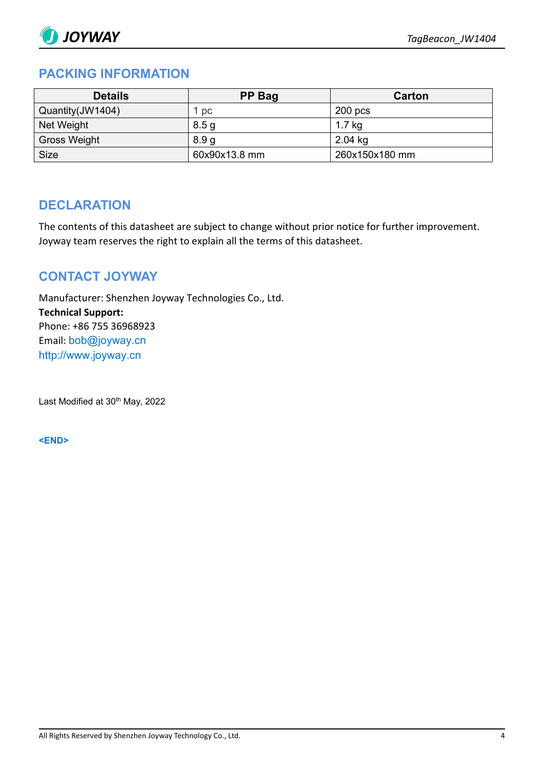## PACKING INFORMATION

| Details | PP Bag | Carton |
|---|---|---|
| Quantity(JW1404) | 1 pc | 200 pcs |
| Net Weight | 8.5 g | 1.7 kg |
| Gross Weight | 8.9 g | 2.04 kg |
| Size | 60x90x13.8 mm | 260x150x180 mm |

## DECLARATION

The contents of this datasheet are subject to change without prior notice for further improvement. Joyway team reserves the right to explain all the terms of this datasheet.

## CONTACT JOYWAY

Manufacturer: Shenzhen Joyway Technologies Co., Ltd.
**Technical Support:**
Phone: +86 755 36968923
Email: bob@joyway.cn
http://www.joyway.cn

Last Modified at 30th May, 2022

**<END>**